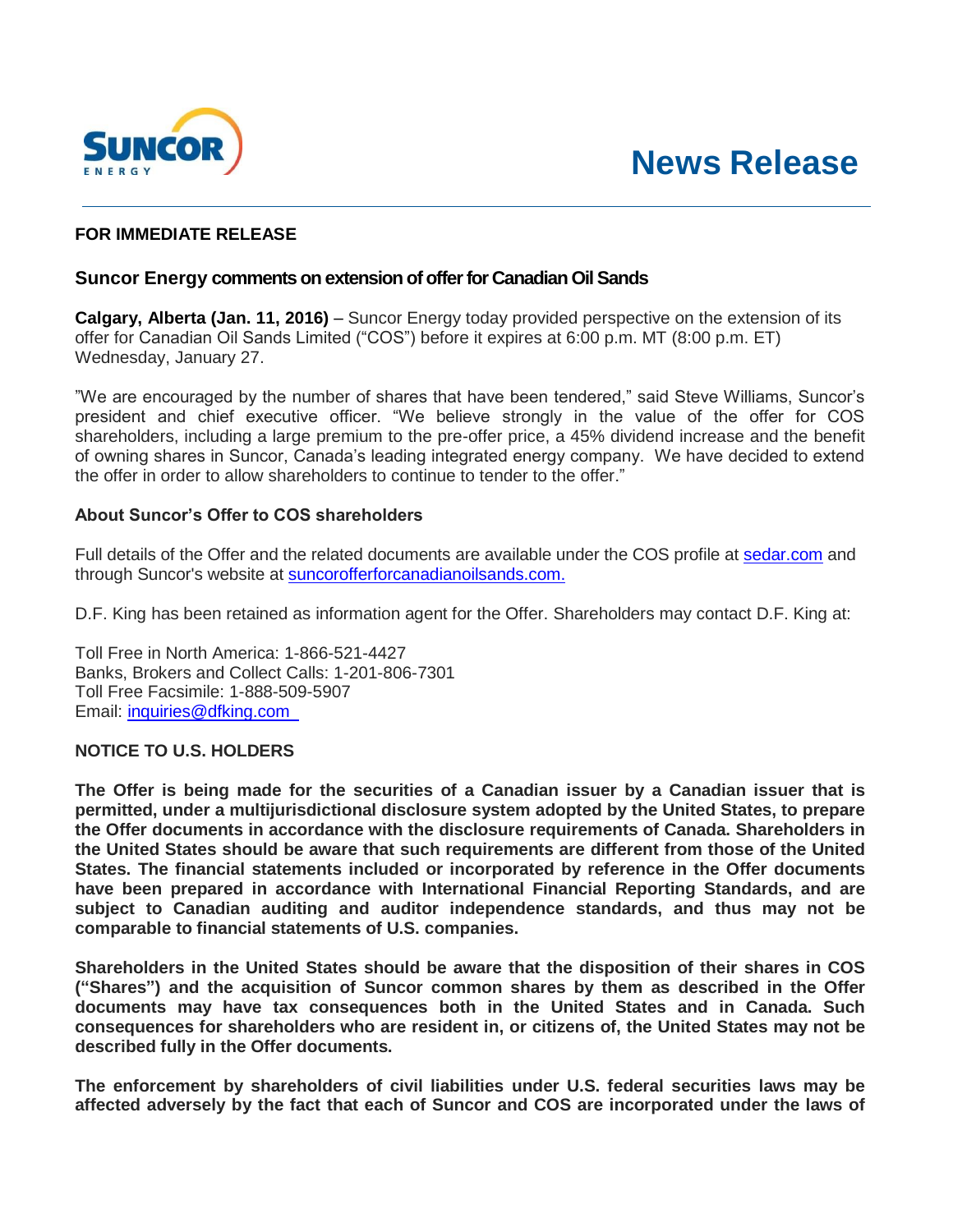# News Release

**FOR IMMEDIATE RELEASE**

## Suncor Energy comments on extension of offer for Canadian Oil Sands

**Calgary, Alberta (Jan. 11, 2016)** – Suncor Energy today provided perspective on the extension of its offer for Canadian Oil Sands Limited ("COS") before it expires at 6:00 p.m. MT (8:00 p.m. ET) Wednesday, January 27.

"We are encouraged by the number of shares that have been tendered," said Steve Williams, Suncor's president and chief executive officer. "We believe strongly in the value of the offer for COS shareholders, including a large premium to the pre-offer price, a 45% dividend increase and the benefit of owning shares in Suncor, Canada's leading integrated energy company. We have decided to extend the offer in order to allow shareholders to continue to tender to the offer."

### About Suncor's Offer to COS shareholders

Full details of the Offer and the related documents are available under the COS profile at [sedar.com](sedar.com) and through Suncor's website at [suncorofferforcanadianoilsands.com.](suncorofferforcanadianoilsands.com)

D.F. King has been retained as information agent for the Offer. Shareholders may contact D.F. King at:

Toll Free in North America: 1-866-521-4427
Banks, Brokers and Collect Calls: 1-201-806-7301
Toll Free Facsimile: 1-888-509-5907
Email: [inquiries@dfking.com](mailto:inquiries@dfking.com)

### NOTICE TO U.S. HOLDERS

**The Offer is being made for the securities of a Canadian issuer by a Canadian issuer that is permitted, under a multijurisdictional disclosure system adopted by the United States, to prepare the Offer documents in accordance with the disclosure requirements of Canada. Shareholders in the United States should be aware that such requirements are different from those of the United States. The financial statements included or incorporated by reference in the Offer documents have been prepared in accordance with International Financial Reporting Standards, and are subject to Canadian auditing and auditor independence standards, and thus may not be comparable to financial statements of U.S. companies.**

**Shareholders in the United States should be aware that the disposition of their shares in COS ("Shares") and the acquisition of Suncor common shares by them as described in the Offer documents may have tax consequences both in the United States and in Canada. Such consequences for shareholders who are resident in, or citizens of, the United States may not be described fully in the Offer documents.**

**The enforcement by shareholders of civil liabilities under U.S. federal securities laws may be affected adversely by the fact that each of Suncor and COS are incorporated under the laws of**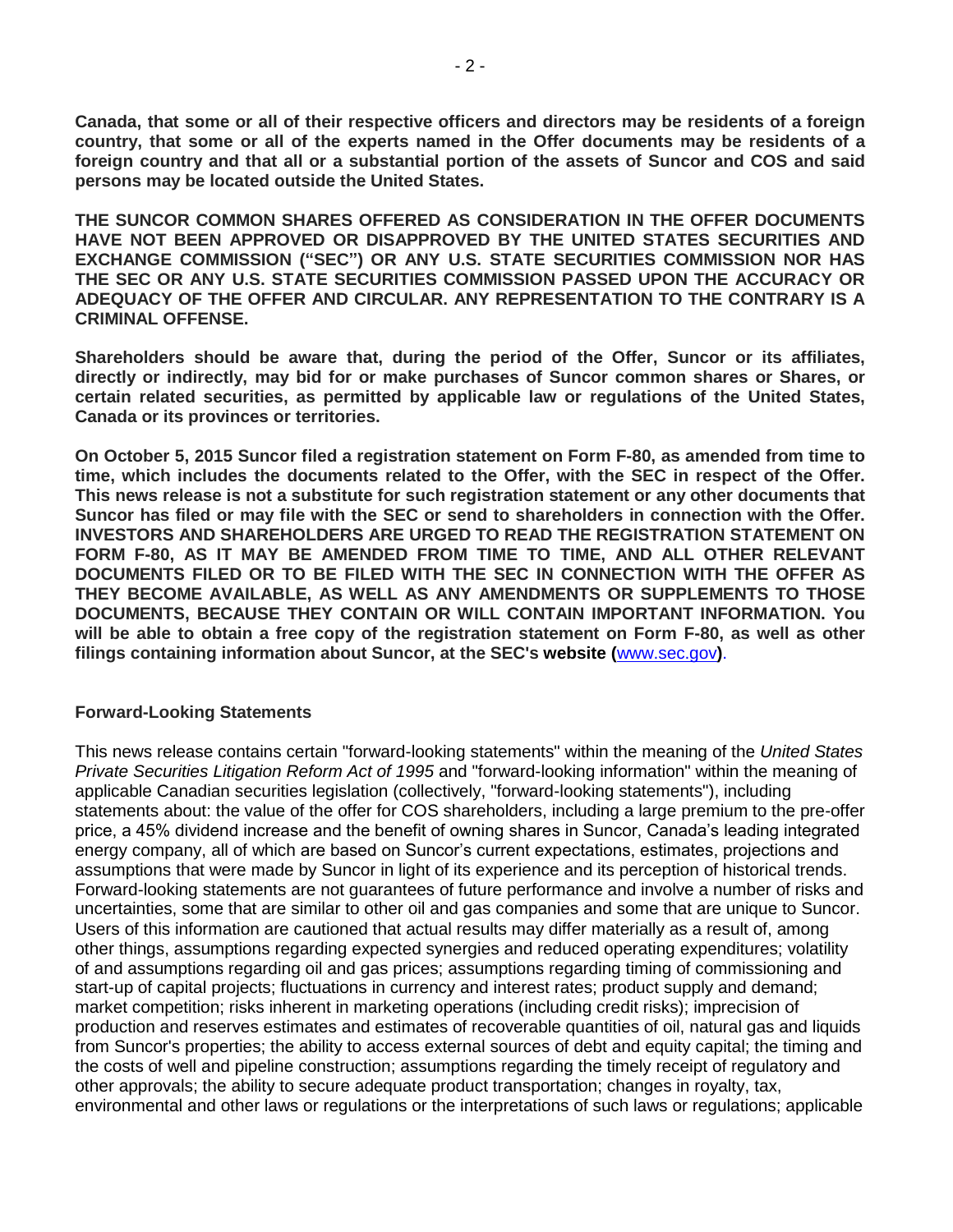**Canada, that some or all of their respective officers and directors may be residents of a foreign country, that some or all of the experts named in the Offer documents may be residents of a foreign country and that all or a substantial portion of the assets of Suncor and COS and said persons may be located outside the United States.**

**THE SUNCOR COMMON SHARES OFFERED AS CONSIDERATION IN THE OFFER DOCUMENTS HAVE NOT BEEN APPROVED OR DISAPPROVED BY THE UNITED STATES SECURITIES AND EXCHANGE COMMISSION ("SEC") OR ANY U.S. STATE SECURITIES COMMISSION NOR HAS THE SEC OR ANY U.S. STATE SECURITIES COMMISSION PASSED UPON THE ACCURACY OR ADEQUACY OF THE OFFER AND CIRCULAR. ANY REPRESENTATION TO THE CONTRARY IS A CRIMINAL OFFENSE.**

**Shareholders should be aware that, during the period of the Offer, Suncor or its affiliates, directly or indirectly, may bid for or make purchases of Suncor common shares or Shares, or certain related securities, as permitted by applicable law or regulations of the United States, Canada or its provinces or territories.**

**On October 5, 2015 Suncor filed a registration statement on Form F-80, as amended from time to time, which includes the documents related to the Offer, with the SEC in respect of the Offer. This news release is not a substitute for such registration statement or any other documents that Suncor has filed or may file with the SEC or send to shareholders in connection with the Offer. INVESTORS AND SHAREHOLDERS ARE URGED TO READ THE REGISTRATION STATEMENT ON FORM F-80, AS IT MAY BE AMENDED FROM TIME TO TIME, AND ALL OTHER RELEVANT DOCUMENTS FILED OR TO BE FILED WITH THE SEC IN CONNECTION WITH THE OFFER AS THEY BECOME AVAILABLE, AS WELL AS ANY AMENDMENTS OR SUPPLEMENTS TO THOSE DOCUMENTS, BECAUSE THEY CONTAIN OR WILL CONTAIN IMPORTANT INFORMATION. You will be able to obtain a free copy of the registration statement on Form F-80, as well as other filings containing information about Suncor, at the SEC's website (**www.sec.gov**)**.

**Forward-Looking Statements**

This news release contains certain "forward-looking statements" within the meaning of the *United States Private Securities Litigation Reform Act of 1995* and "forward-looking information" within the meaning of applicable Canadian securities legislation (collectively, "forward-looking statements"), including statements about: the value of the offer for COS shareholders, including a large premium to the pre-offer price, a 45% dividend increase and the benefit of owning shares in Suncor, Canada's leading integrated energy company, all of which are based on Suncor's current expectations, estimates, projections and assumptions that were made by Suncor in light of its experience and its perception of historical trends. Forward-looking statements are not guarantees of future performance and involve a number of risks and uncertainties, some that are similar to other oil and gas companies and some that are unique to Suncor. Users of this information are cautioned that actual results may differ materially as a result of, among other things, assumptions regarding expected synergies and reduced operating expenditures; volatility of and assumptions regarding oil and gas prices; assumptions regarding timing of commissioning and start-up of capital projects; fluctuations in currency and interest rates; product supply and demand; market competition; risks inherent in marketing operations (including credit risks); imprecision of production and reserves estimates and estimates of recoverable quantities of oil, natural gas and liquids from Suncor's properties; the ability to access external sources of debt and equity capital; the timing and the costs of well and pipeline construction; assumptions regarding the timely receipt of regulatory and other approvals; the ability to secure adequate product transportation; changes in royalty, tax, environmental and other laws or regulations or the interpretations of such laws or regulations; applicable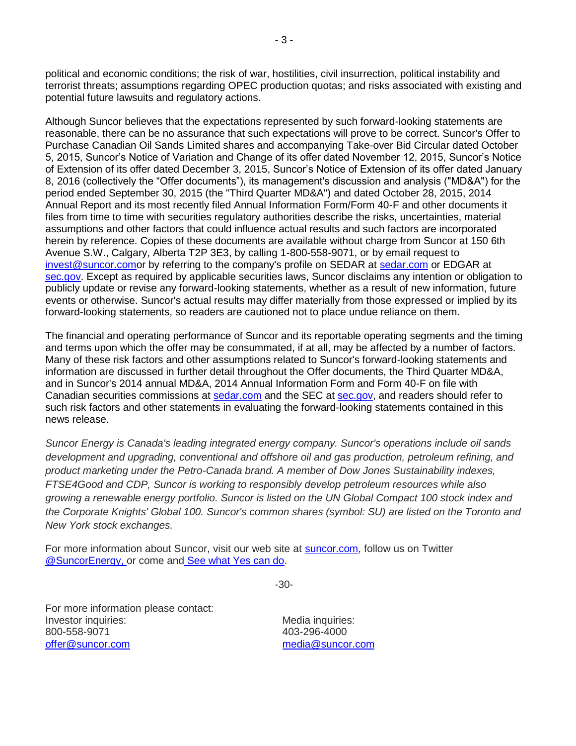political and economic conditions; the risk of war, hostilities, civil insurrection, political instability and terrorist threats; assumptions regarding OPEC production quotas; and risks associated with existing and potential future lawsuits and regulatory actions.

Although Suncor believes that the expectations represented by such forward-looking statements are reasonable, there can be no assurance that such expectations will prove to be correct. Suncor's Offer to Purchase Canadian Oil Sands Limited shares and accompanying Take-over Bid Circular dated October 5, 2015, Suncor's Notice of Variation and Change of its offer dated November 12, 2015, Suncor's Notice of Extension of its offer dated December 3, 2015, Suncor's Notice of Extension of its offer dated January 8, 2016 (collectively the "Offer documents"), its management's discussion and analysis ("MD&A") for the period ended September 30, 2015 (the "Third Quarter MD&A") and dated October 28, 2015, 2014 Annual Report and its most recently filed Annual Information Form/Form 40-F and other documents it files from time to time with securities regulatory authorities describe the risks, uncertainties, material assumptions and other factors that could influence actual results and such factors are incorporated herein by reference. Copies of these documents are available without charge from Suncor at 150 6th Avenue S.W., Calgary, Alberta T2P 3E3, by calling 1-800-558-9071, or by email request to invest@suncor.comor by referring to the company's profile on SEDAR at sedar.com or EDGAR at sec.gov. Except as required by applicable securities laws, Suncor disclaims any intention or obligation to publicly update or revise any forward-looking statements, whether as a result of new information, future events or otherwise. Suncor's actual results may differ materially from those expressed or implied by its forward-looking statements, so readers are cautioned not to place undue reliance on them.

The financial and operating performance of Suncor and its reportable operating segments and the timing and terms upon which the offer may be consummated, if at all, may be affected by a number of factors. Many of these risk factors and other assumptions related to Suncor's forward-looking statements and information are discussed in further detail throughout the Offer documents, the Third Quarter MD&A, and in Suncor's 2014 annual MD&A, 2014 Annual Information Form and Form 40-F on file with Canadian securities commissions at sedar.com and the SEC at sec.gov, and readers should refer to such risk factors and other statements in evaluating the forward-looking statements contained in this news release.

*Suncor Energy is Canada's leading integrated energy company. Suncor's operations include oil sands development and upgrading, conventional and offshore oil and gas production, petroleum refining, and product marketing under the Petro-Canada brand. A member of Dow Jones Sustainability indexes, FTSE4Good and CDP, Suncor is working to responsibly develop petroleum resources while also growing a renewable energy portfolio. Suncor is listed on the UN Global Compact 100 stock index and the Corporate Knights' Global 100. Suncor's common shares (symbol: SU) are listed on the Toronto and New York stock exchanges.*

For more information about Suncor, visit our web site at suncor.com, follow us on Twitter @SuncorEnergy, or come and See what Yes can do.

-30-

For more information please contact:

Investor inquiries:
800-558-9071
offer@suncor.com

Media inquiries:
403-296-4000
media@suncor.com